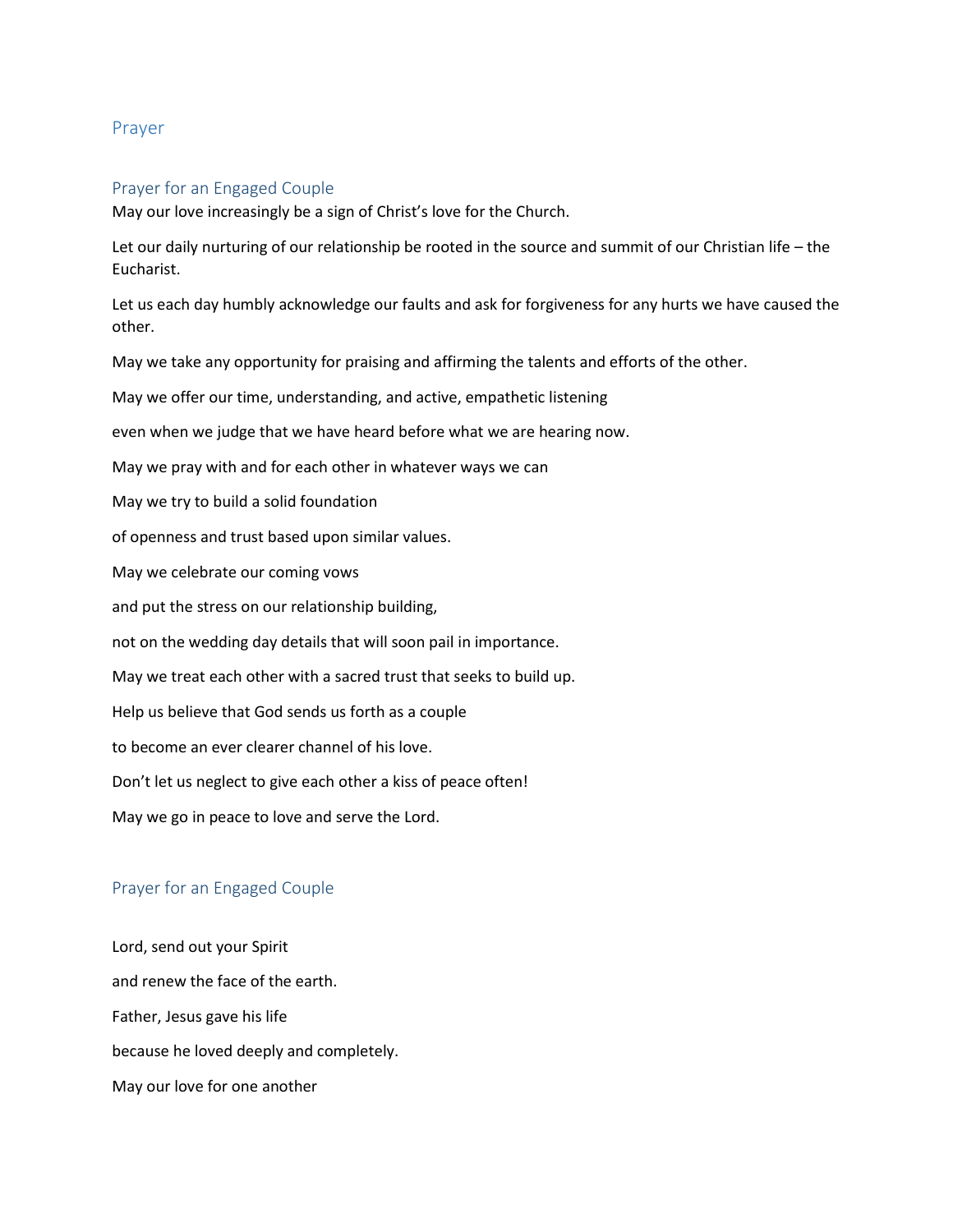# Prayer

## Prayer for an Engaged Couple

May our love increasingly be a sign of Christ's love for the Church.

Let our daily nurturing of our relationship be rooted in the source and summit of our Christian life – the Eucharist.

Let us each day humbly acknowledge our faults and ask for forgiveness for any hurts we have caused the other.

May we take any opportunity for praising and affirming the talents and efforts of the other.

May we offer our time, understanding, and active, empathetic listening

even when we judge that we have heard before what we are hearing now.

May we pray with and for each other in whatever ways we can

May we try to build a solid foundation

of openness and trust based upon similar values.

May we celebrate our coming vows

and put the stress on our relationship building,

not on the wedding day details that will soon pail in importance.

May we treat each other with a sacred trust that seeks to build up.

Help us believe that God sends us forth as a couple

to become an ever clearer channel of his love.

Don't let us neglect to give each other a kiss of peace often!

May we go in peace to love and serve the Lord.

## Prayer for an Engaged Couple

Lord, send out your Spirit

and renew the face of the earth.

Father, Jesus gave his life

because he loved deeply and completely.

May our love for one another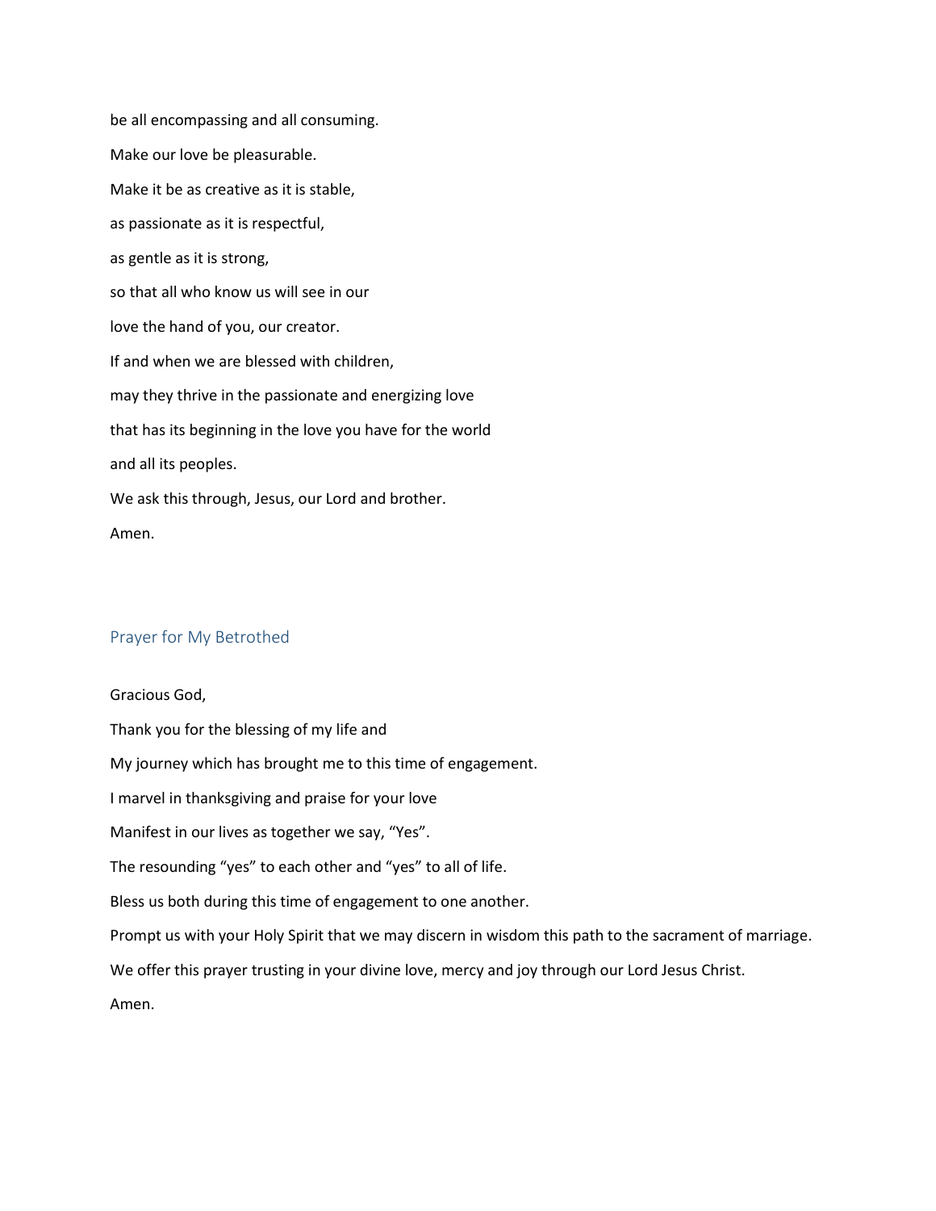be all encompassing and all consuming.

Make our love be pleasurable.

Make it be as creative as it is stable,

as passionate as it is respectful,

as gentle as it is strong,

so that all who know us will see in our

love the hand of you, our creator.

If and when we are blessed with children,

may they thrive in the passionate and energizing love

that has its beginning in the love you have for the world

and all its peoples.

We ask this through, Jesus, our Lord and brother.

Amen.

## Prayer for My Betrothed

Gracious God,

Thank you for the blessing of my life and

My journey which has brought me to this time of engagement.

I marvel in thanksgiving and praise for your love

Manifest in our lives as together we say, "Yes".

The resounding "yes" to each other and "yes" to all of life.

Bless us both during this time of engagement to one another.

Prompt us with your Holy Spirit that we may discern in wisdom this path to the sacrament of marriage.

We offer this prayer trusting in your divine love, mercy and joy through our Lord Jesus Christ.

Amen.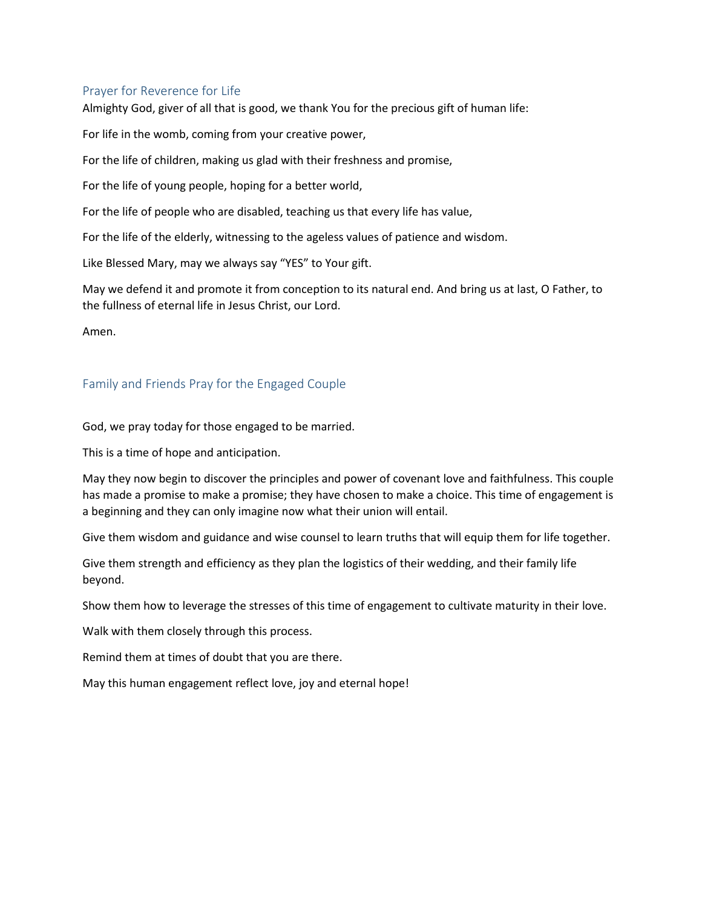## Prayer for Reverence for Life

Almighty God, giver of all that is good, we thank You for the precious gift of human life:

For life in the womb, coming from your creative power,

For the life of children, making us glad with their freshness and promise,

For the life of young people, hoping for a better world,

For the life of people who are disabled, teaching us that every life has value,

For the life of the elderly, witnessing to the ageless values of patience and wisdom.

Like Blessed Mary, may we always say "YES" to Your gift.

May we defend it and promote it from conception to its natural end. And bring us at last, O Father, to the fullness of eternal life in Jesus Christ, our Lord.

Amen.

## Family and Friends Pray for the Engaged Couple

God, we pray today for those engaged to be married.

This is a time of hope and anticipation.

May they now begin to discover the principles and power of covenant love and faithfulness. This couple has made a promise to make a promise; they have chosen to make a choice. This time of engagement is a beginning and they can only imagine now what their union will entail.

Give them wisdom and guidance and wise counsel to learn truths that will equip them for life together.

Give them strength and efficiency as they plan the logistics of their wedding, and their family life beyond.

Show them how to leverage the stresses of this time of engagement to cultivate maturity in their love.

Walk with them closely through this process.

Remind them at times of doubt that you are there.

May this human engagement reflect love, joy and eternal hope!